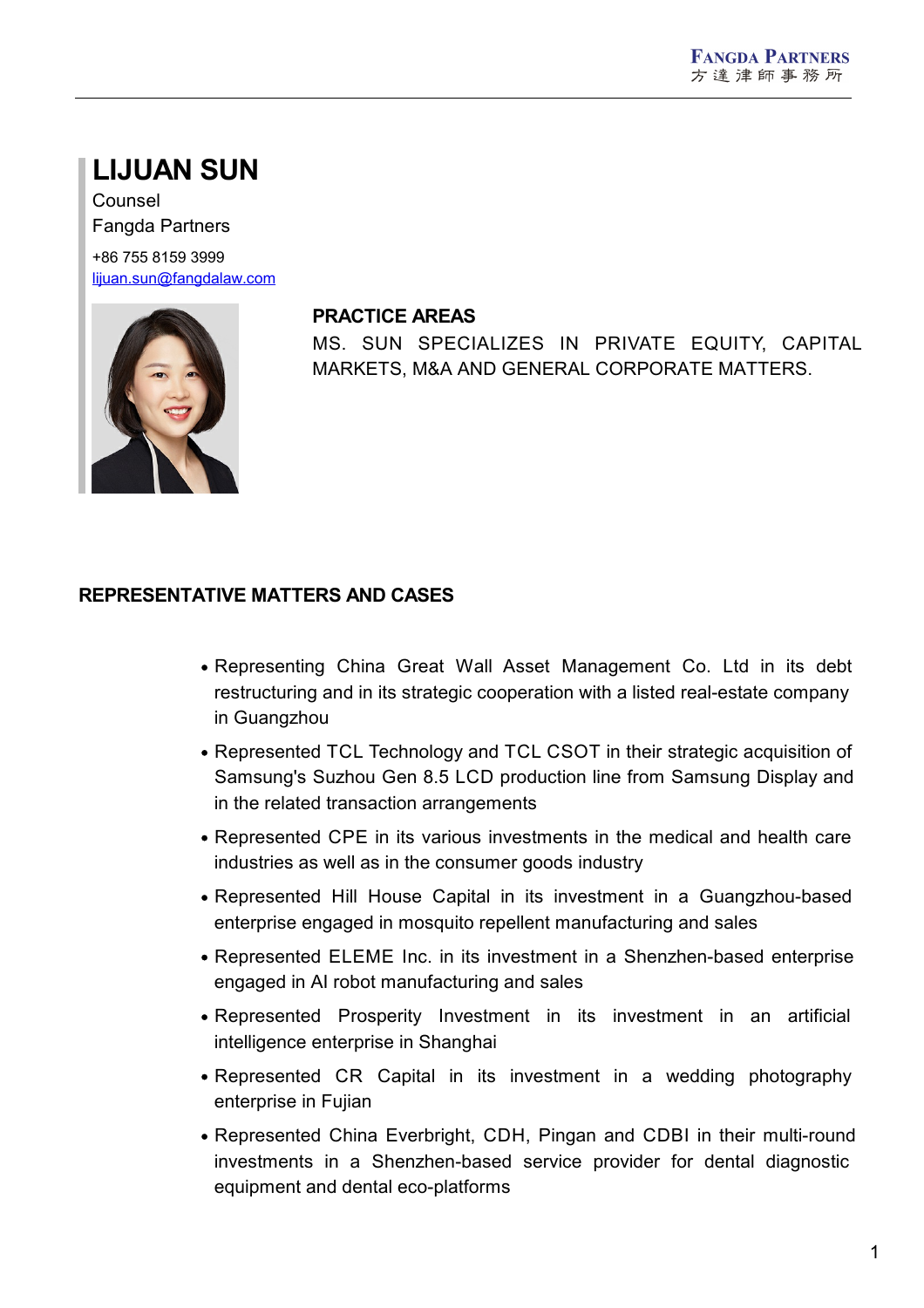# LIJUAN SUN

Counsel
Fangda Partners

+86 755 8159 3999
[lijuan.sun@fangdalaw.com](mailto:lijuan.sun@fangdalaw.com)

## PRACTICE AREAS

MS. SUN SPECIALIZES IN PRIVATE EQUITY, CAPITAL MARKETS, M&A AND GENERAL CORPORATE MATTERS.

## REPRESENTATIVE MATTERS AND CASES

- Representing China Great Wall Asset Management Co. Ltd in its debt restructuring and in its strategic cooperation with a listed real-estate company in Guangzhou
- Represented TCL Technology and TCL CSOT in their strategic acquisition of Samsung's Suzhou Gen 8.5 LCD production line from Samsung Display and in the related transaction arrangements
- Represented CPE in its various investments in the medical and health care industries as well as in the consumer goods industry
- Represented Hill House Capital in its investment in a Guangzhou-based enterprise engaged in mosquito repellent manufacturing and sales
- Represented ELEME Inc. in its investment in a Shenzhen-based enterprise engaged in AI robot manufacturing and sales
- Represented Prosperity Investment in its investment in an artificial intelligence enterprise in Shanghai
- Represented CR Capital in its investment in a wedding photography enterprise in Fujian
- Represented China Everbright, CDH, Pingan and CDBI in their multi-round investments in a Shenzhen-based service provider for dental diagnostic equipment and dental eco-platforms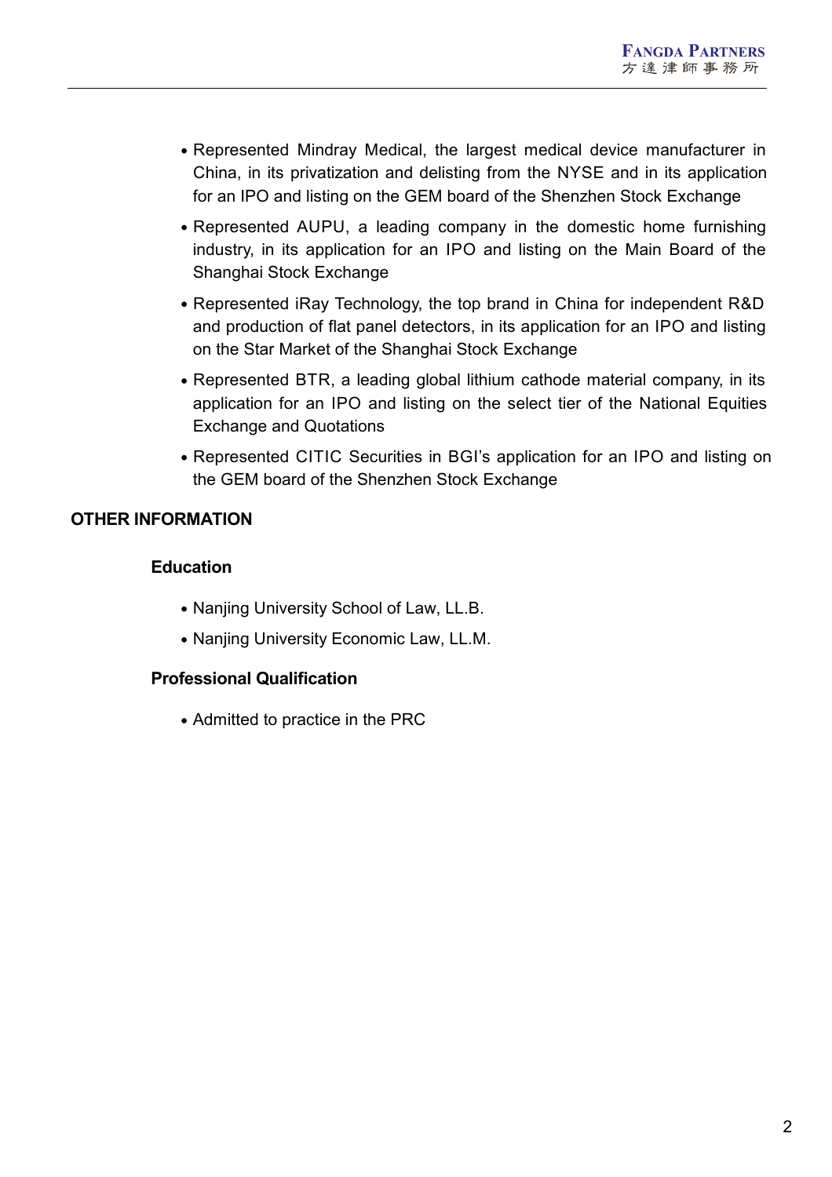- Represented Mindray Medical, the largest medical device manufacturer in China, in its privatization and delisting from the NYSE and in its application for an IPO and listing on the GEM board of the Shenzhen Stock Exchange
- Represented AUPU, a leading company in the domestic home furnishing industry, in its application for an IPO and listing on the Main Board of the Shanghai Stock Exchange
- Represented iRay Technology, the top brand in China for independent R&D and production of flat panel detectors, in its application for an IPO and listing on the Star Market of the Shanghai Stock Exchange
- Represented BTR, a leading global lithium cathode material company, in its application for an IPO and listing on the select tier of the National Equities Exchange and Quotations
- Represented CITIC Securities in BGI's application for an IPO and listing on the GEM board of the Shenzhen Stock Exchange

## OTHER INFORMATION

### Education

- Nanjing University School of Law, LL.B.
- Nanjing University Economic Law, LL.M.

### Professional Qualification

- Admitted to practice in the PRC